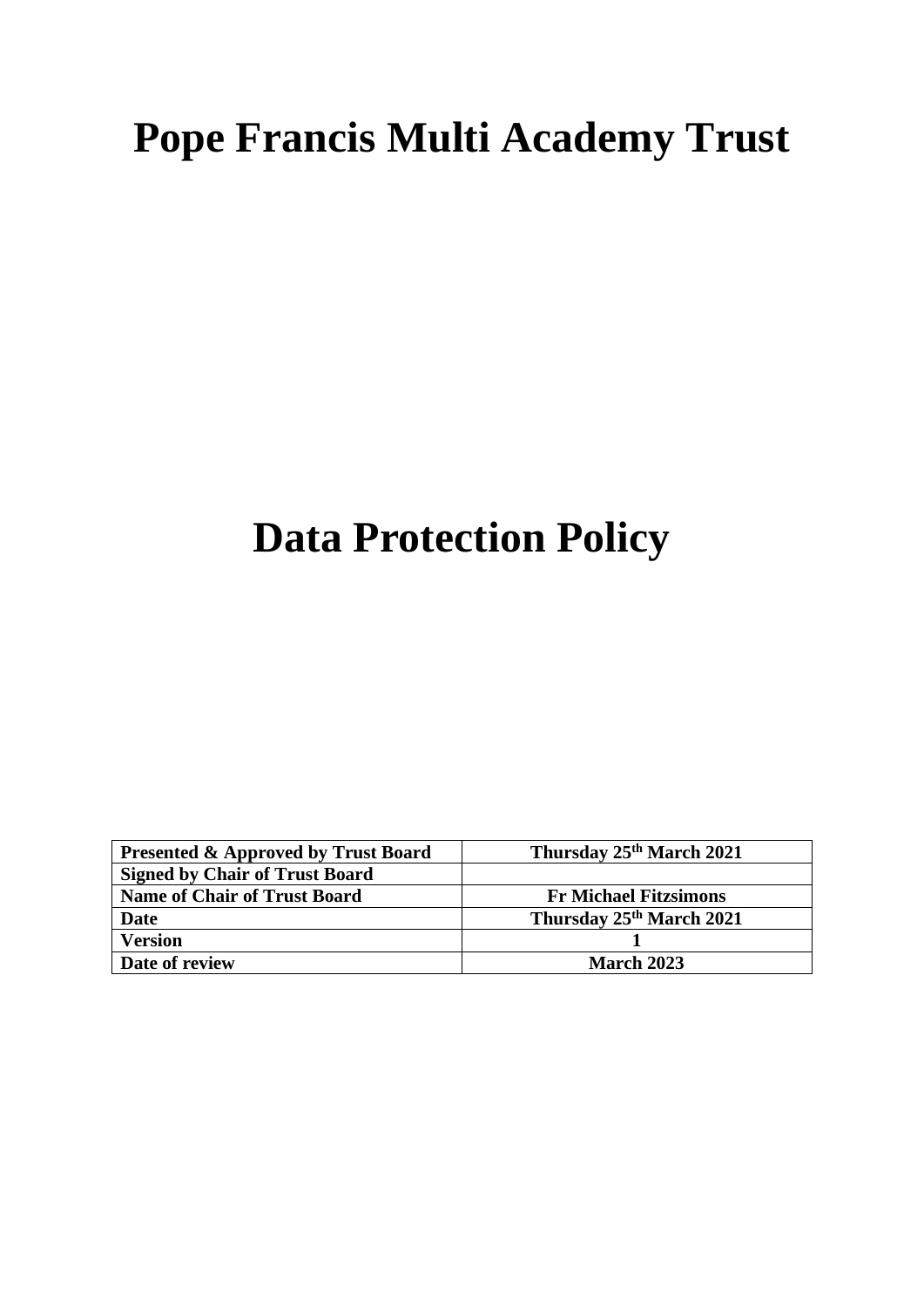# Pope Francis Multi Academy Trust

# Data Protection Policy

| **Presented & Approved by Trust Board** | **Thursday 25th March 2021** |
|---|---|
| **Signed by Chair of Trust Board** | |
| **Name of Chair of Trust Board** | **Fr Michael Fitzsimons** |
| **Date** | **Thursday 25th March 2021** |
| **Version** | **1** |
| **Date of review** | **March 2023** |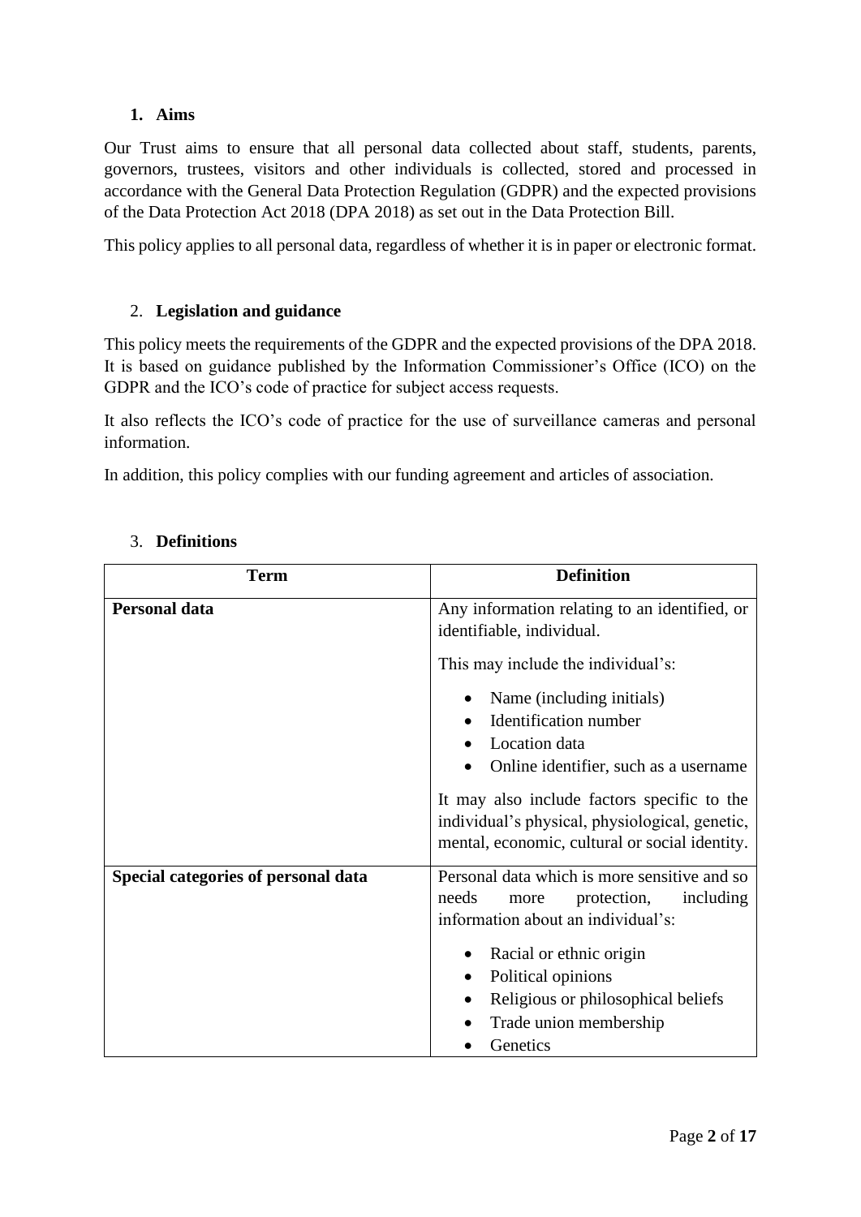## 1. Aims

Our Trust aims to ensure that all personal data collected about staff, students, parents, governors, trustees, visitors and other individuals is collected, stored and processed in accordance with the General Data Protection Regulation (GDPR) and the expected provisions of the Data Protection Act 2018 (DPA 2018) as set out in the Data Protection Bill.

This policy applies to all personal data, regardless of whether it is in paper or electronic format.

## 2. Legislation and guidance

This policy meets the requirements of the GDPR and the expected provisions of the DPA 2018. It is based on guidance published by the Information Commissioner's Office (ICO) on the GDPR and the ICO's code of practice for subject access requests.

It also reflects the ICO's code of practice for the use of surveillance cameras and personal information.

In addition, this policy complies with our funding agreement and articles of association.

## 3. Definitions

| Term | Definition |
|---|---|
| **Personal data** | Any information relating to an identified, or identifiable, individual.<br><br>This may include the individual's:<br>• Name (including initials)<br>• Identification number<br>• Location data<br>• Online identifier, such as a username<br><br>It may also include factors specific to the individual's physical, physiological, genetic, mental, economic, cultural or social identity. |
| **Special categories of personal data** | Personal data which is more sensitive and so needs more protection, including information about an individual's:<br>• Racial or ethnic origin<br>• Political opinions<br>• Religious or philosophical beliefs<br>• Trade union membership<br>• Genetics |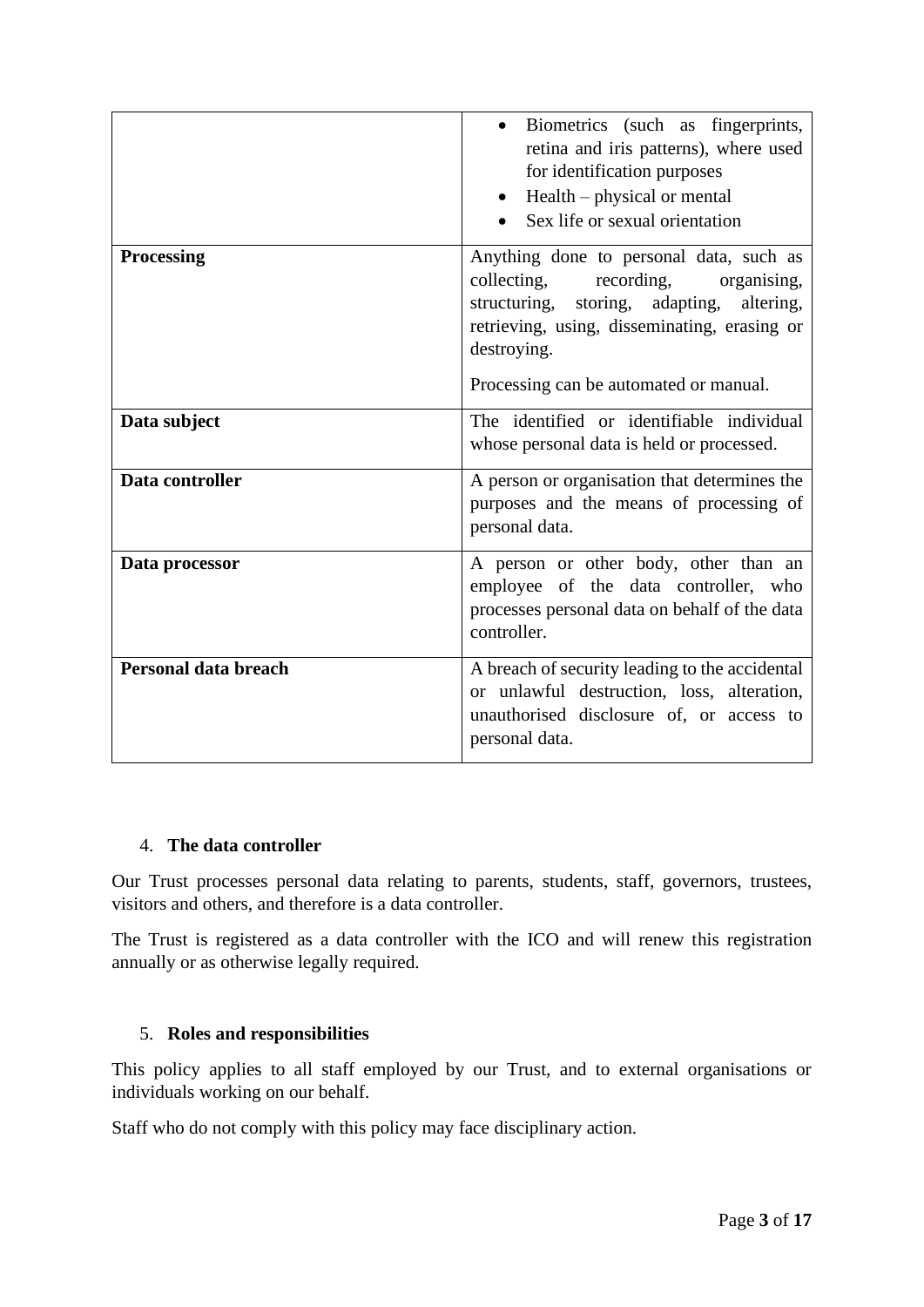| | |
|---|---|
| | • Biometrics (such as fingerprints, retina and iris patterns), where used for identification purposes<br>• Health – physical or mental<br>• Sex life or sexual orientation |
| **Processing** | Anything done to personal data, such as collecting, recording, organising, structuring, storing, adapting, altering, retrieving, using, disseminating, erasing or destroying.<br><br>Processing can be automated or manual. |
| **Data subject** | The identified or identifiable individual whose personal data is held or processed. |
| **Data controller** | A person or organisation that determines the purposes and the means of processing of personal data. |
| **Data processor** | A person or other body, other than an employee of the data controller, who processes personal data on behalf of the data controller. |
| **Personal data breach** | A breach of security leading to the accidental or unlawful destruction, loss, alteration, unauthorised disclosure of, or access to personal data. |

## 4. The data controller

Our Trust processes personal data relating to parents, students, staff, governors, trustees, visitors and others, and therefore is a data controller.

The Trust is registered as a data controller with the ICO and will renew this registration annually or as otherwise legally required.

## 5. Roles and responsibilities

This policy applies to all staff employed by our Trust, and to external organisations or individuals working on our behalf.

Staff who do not comply with this policy may face disciplinary action.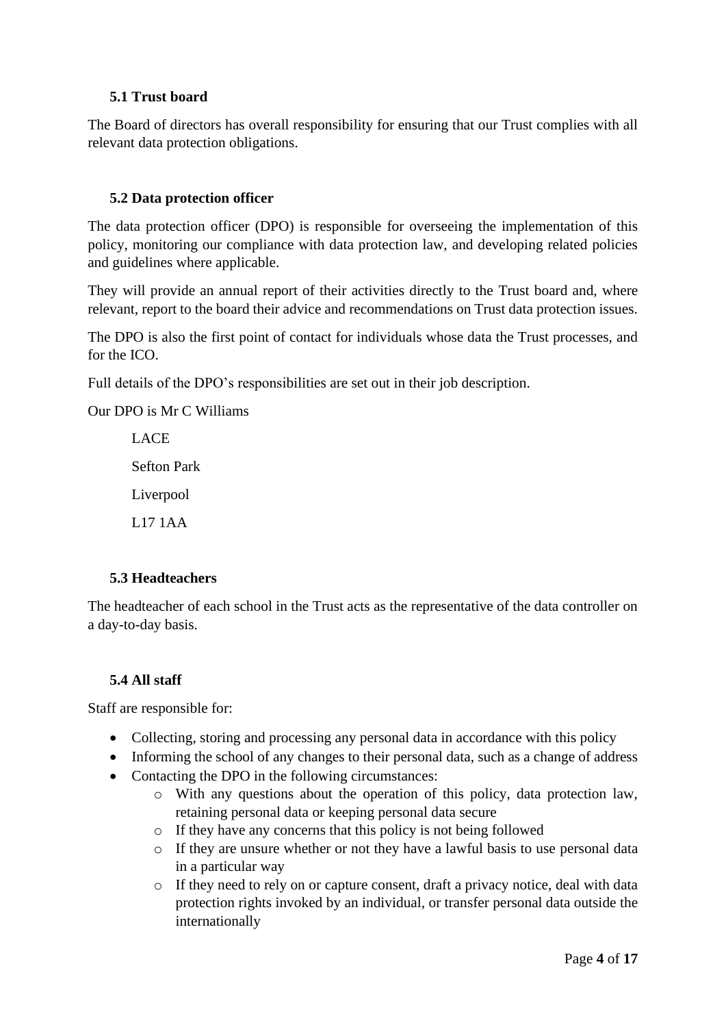### 5.1 Trust board

The Board of directors has overall responsibility for ensuring that our Trust complies with all relevant data protection obligations.

### 5.2 Data protection officer

The data protection officer (DPO) is responsible for overseeing the implementation of this policy, monitoring our compliance with data protection law, and developing related policies and guidelines where applicable.

They will provide an annual report of their activities directly to the Trust board and, where relevant, report to the board their advice and recommendations on Trust data protection issues.

The DPO is also the first point of contact for individuals whose data the Trust processes, and for the ICO.

Full details of the DPO's responsibilities are set out in their job description.

Our DPO is Mr C Williams

LACE

Sefton Park

Liverpool

L17 1AA

### 5.3 Headteachers

The headteacher of each school in the Trust acts as the representative of the data controller on a day-to-day basis.

### 5.4 All staff

Staff are responsible for:

- Collecting, storing and processing any personal data in accordance with this policy
- Informing the school of any changes to their personal data, such as a change of address
- Contacting the DPO in the following circumstances:
  - With any questions about the operation of this policy, data protection law, retaining personal data or keeping personal data secure
  - If they have any concerns that this policy is not being followed
  - If they are unsure whether or not they have a lawful basis to use personal data in a particular way
  - If they need to rely on or capture consent, draft a privacy notice, deal with data protection rights invoked by an individual, or transfer personal data outside the internationally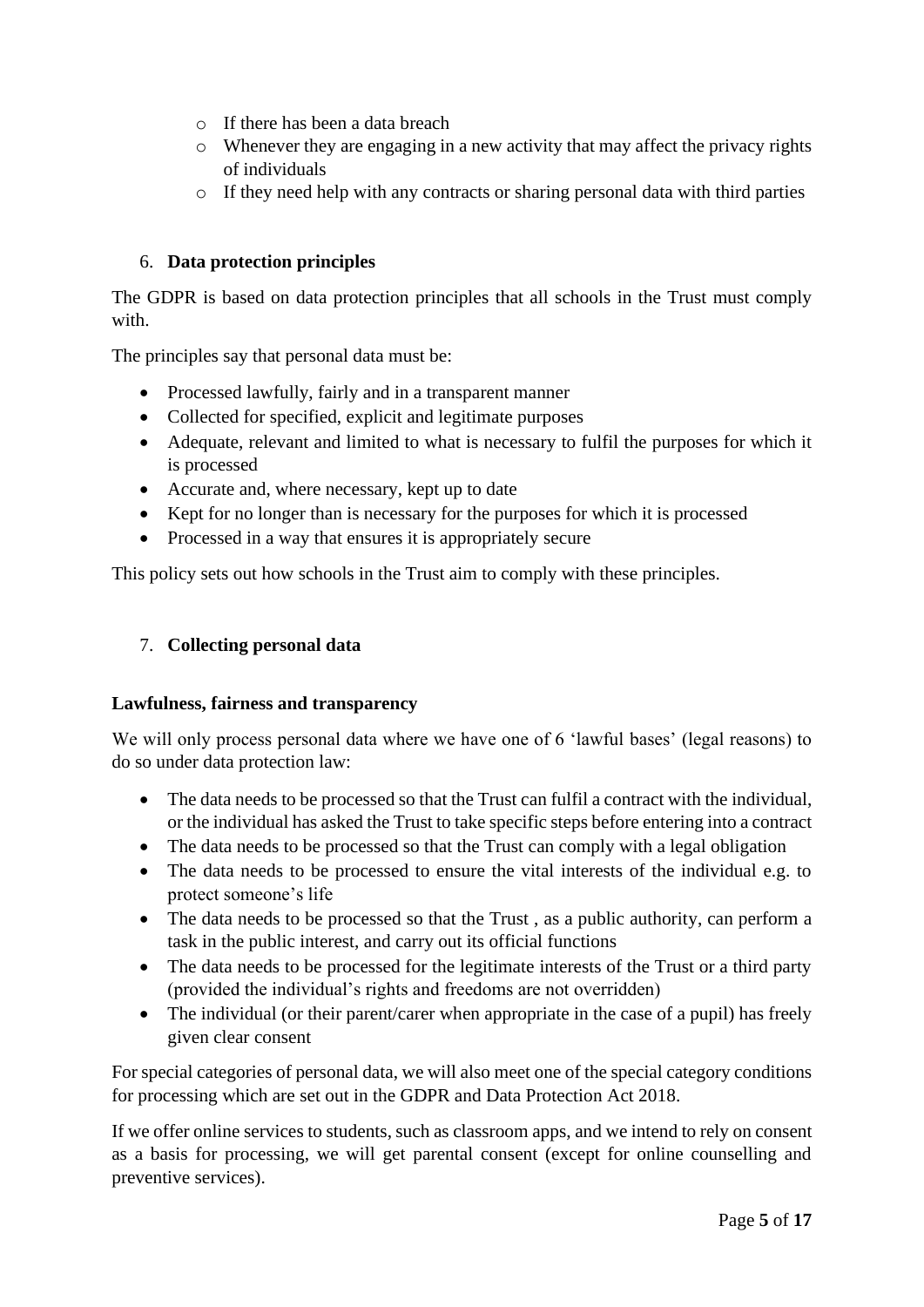- If there has been a data breach
- Whenever they are engaging in a new activity that may affect the privacy rights of individuals
- If they need help with any contracts or sharing personal data with third parties

## 6. **Data protection principles**

The GDPR is based on data protection principles that all schools in the Trust must comply with.

The principles say that personal data must be:

- Processed lawfully, fairly and in a transparent manner
- Collected for specified, explicit and legitimate purposes
- Adequate, relevant and limited to what is necessary to fulfil the purposes for which it is processed
- Accurate and, where necessary, kept up to date
- Kept for no longer than is necessary for the purposes for which it is processed
- Processed in a way that ensures it is appropriately secure

This policy sets out how schools in the Trust aim to comply with these principles.

## 7. **Collecting personal data**

### **Lawfulness, fairness and transparency**

We will only process personal data where we have one of 6 'lawful bases' (legal reasons) to do so under data protection law:

- The data needs to be processed so that the Trust can fulfil a contract with the individual, or the individual has asked the Trust to take specific steps before entering into a contract
- The data needs to be processed so that the Trust can comply with a legal obligation
- The data needs to be processed to ensure the vital interests of the individual e.g. to protect someone's life
- The data needs to be processed so that the Trust , as a public authority, can perform a task in the public interest, and carry out its official functions
- The data needs to be processed for the legitimate interests of the Trust or a third party (provided the individual's rights and freedoms are not overridden)
- The individual (or their parent/carer when appropriate in the case of a pupil) has freely given clear consent

For special categories of personal data, we will also meet one of the special category conditions for processing which are set out in the GDPR and Data Protection Act 2018.

If we offer online services to students, such as classroom apps, and we intend to rely on consent as a basis for processing, we will get parental consent (except for online counselling and preventive services).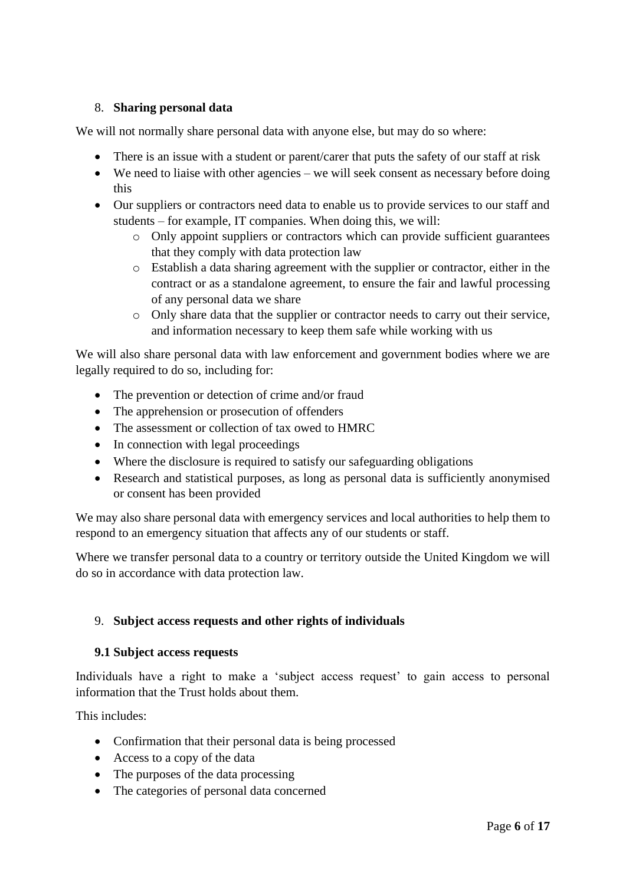## 8. **Sharing personal data**

We will not normally share personal data with anyone else, but may do so where:

- There is an issue with a student or parent/carer that puts the safety of our staff at risk
- We need to liaise with other agencies – we will seek consent as necessary before doing this
- Our suppliers or contractors need data to enable us to provide services to our staff and students – for example, IT companies. When doing this, we will:
    - Only appoint suppliers or contractors which can provide sufficient guarantees that they comply with data protection law
    - Establish a data sharing agreement with the supplier or contractor, either in the contract or as a standalone agreement, to ensure the fair and lawful processing of any personal data we share
    - Only share data that the supplier or contractor needs to carry out their service, and information necessary to keep them safe while working with us

We will also share personal data with law enforcement and government bodies where we are legally required to do so, including for:

- The prevention or detection of crime and/or fraud
- The apprehension or prosecution of offenders
- The assessment or collection of tax owed to HMRC
- In connection with legal proceedings
- Where the disclosure is required to satisfy our safeguarding obligations
- Research and statistical purposes, as long as personal data is sufficiently anonymised or consent has been provided

We may also share personal data with emergency services and local authorities to help them to respond to an emergency situation that affects any of our students or staff.

Where we transfer personal data to a country or territory outside the United Kingdom we will do so in accordance with data protection law.

## 9. **Subject access requests and other rights of individuals**

### 9.1 Subject access requests

Individuals have a right to make a 'subject access request' to gain access to personal information that the Trust holds about them.

This includes:

- Confirmation that their personal data is being processed
- Access to a copy of the data
- The purposes of the data processing
- The categories of personal data concerned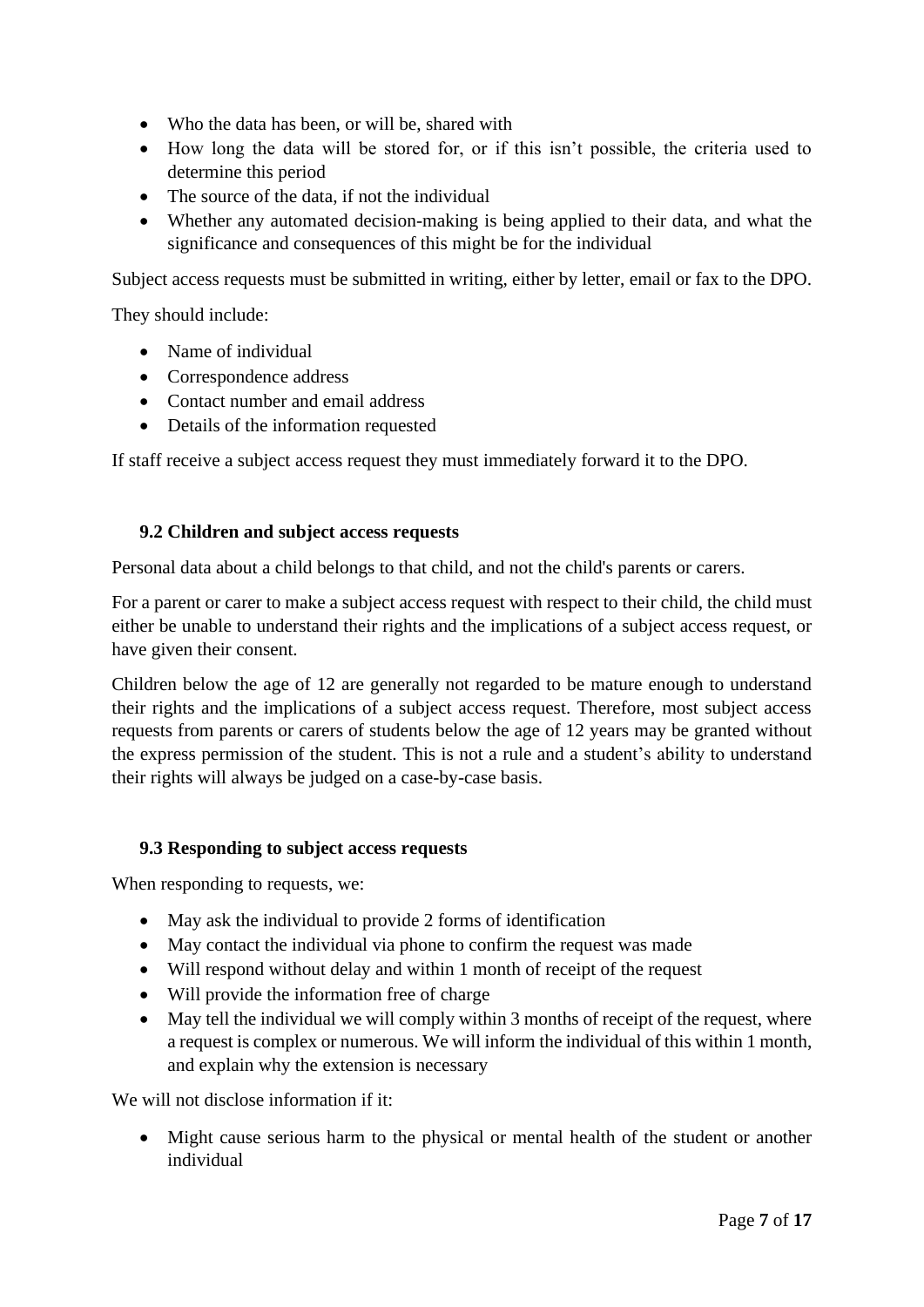- Who the data has been, or will be, shared with
- How long the data will be stored for, or if this isn't possible, the criteria used to determine this period
- The source of the data, if not the individual
- Whether any automated decision-making is being applied to their data, and what the significance and consequences of this might be for the individual

Subject access requests must be submitted in writing, either by letter, email or fax to the DPO.

They should include:

- Name of individual
- Correspondence address
- Contact number and email address
- Details of the information requested

If staff receive a subject access request they must immediately forward it to the DPO.

### 9.2 Children and subject access requests

Personal data about a child belongs to that child, and not the child's parents or carers.

For a parent or carer to make a subject access request with respect to their child, the child must either be unable to understand their rights and the implications of a subject access request, or have given their consent.

Children below the age of 12 are generally not regarded to be mature enough to understand their rights and the implications of a subject access request. Therefore, most subject access requests from parents or carers of students below the age of 12 years may be granted without the express permission of the student. This is not a rule and a student's ability to understand their rights will always be judged on a case-by-case basis.

### 9.3 Responding to subject access requests

When responding to requests, we:

- May ask the individual to provide 2 forms of identification
- May contact the individual via phone to confirm the request was made
- Will respond without delay and within 1 month of receipt of the request
- Will provide the information free of charge
- May tell the individual we will comply within 3 months of receipt of the request, where a request is complex or numerous. We will inform the individual of this within 1 month, and explain why the extension is necessary

We will not disclose information if it:

- Might cause serious harm to the physical or mental health of the student or another individual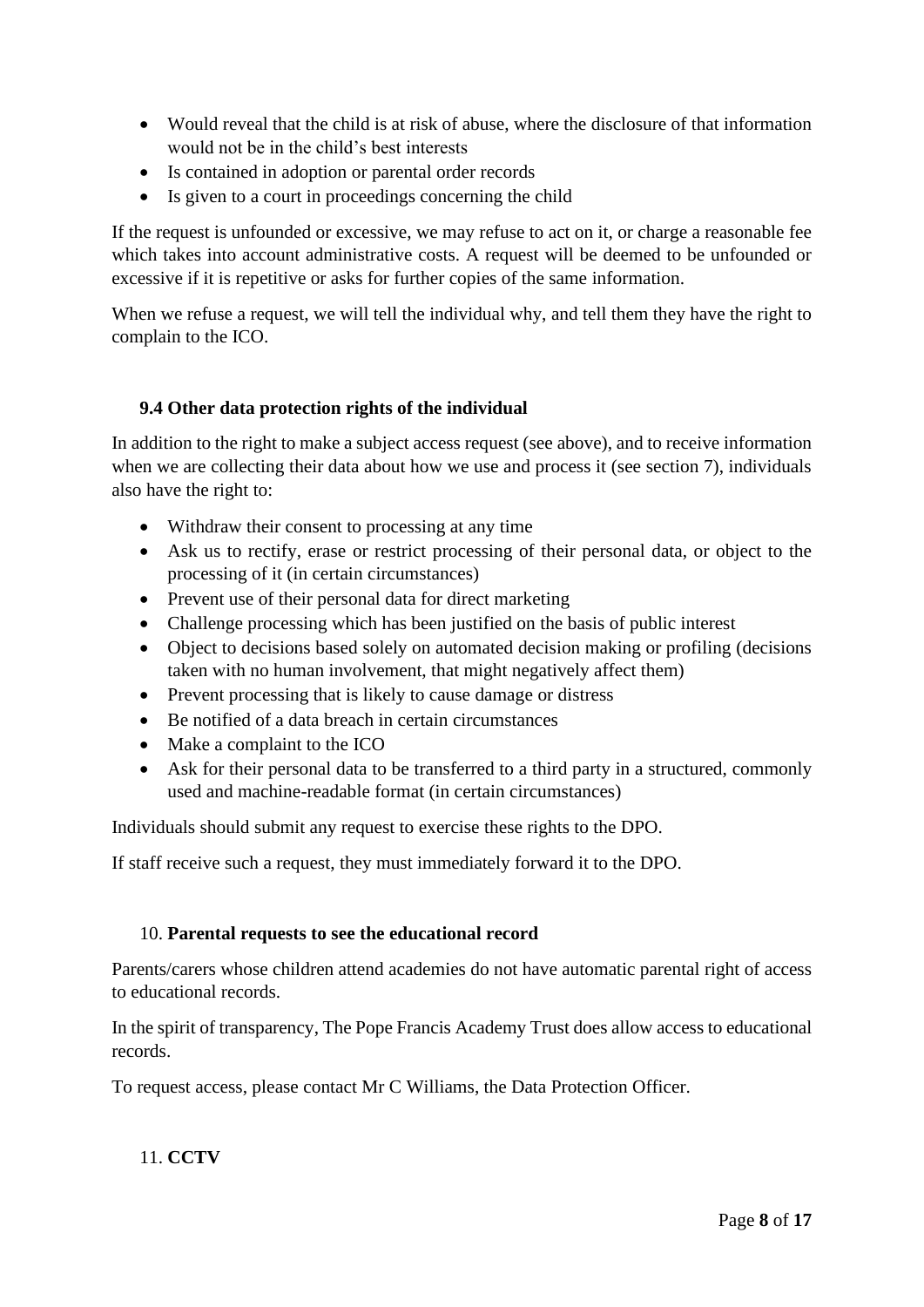- Would reveal that the child is at risk of abuse, where the disclosure of that information would not be in the child's best interests
- Is contained in adoption or parental order records
- Is given to a court in proceedings concerning the child

If the request is unfounded or excessive, we may refuse to act on it, or charge a reasonable fee which takes into account administrative costs. A request will be deemed to be unfounded or excessive if it is repetitive or asks for further copies of the same information.

When we refuse a request, we will tell the individual why, and tell them they have the right to complain to the ICO.

### 9.4 Other data protection rights of the individual

In addition to the right to make a subject access request (see above), and to receive information when we are collecting their data about how we use and process it (see section 7), individuals also have the right to:

- Withdraw their consent to processing at any time
- Ask us to rectify, erase or restrict processing of their personal data, or object to the processing of it (in certain circumstances)
- Prevent use of their personal data for direct marketing
- Challenge processing which has been justified on the basis of public interest
- Object to decisions based solely on automated decision making or profiling (decisions taken with no human involvement, that might negatively affect them)
- Prevent processing that is likely to cause damage or distress
- Be notified of a data breach in certain circumstances
- Make a complaint to the ICO
- Ask for their personal data to be transferred to a third party in a structured, commonly used and machine-readable format (in certain circumstances)

Individuals should submit any request to exercise these rights to the DPO.

If staff receive such a request, they must immediately forward it to the DPO.

## 10. Parental requests to see the educational record

Parents/carers whose children attend academies do not have automatic parental right of access to educational records.

In the spirit of transparency, The Pope Francis Academy Trust does allow access to educational records.

To request access, please contact Mr C Williams, the Data Protection Officer.

## 11. CCTV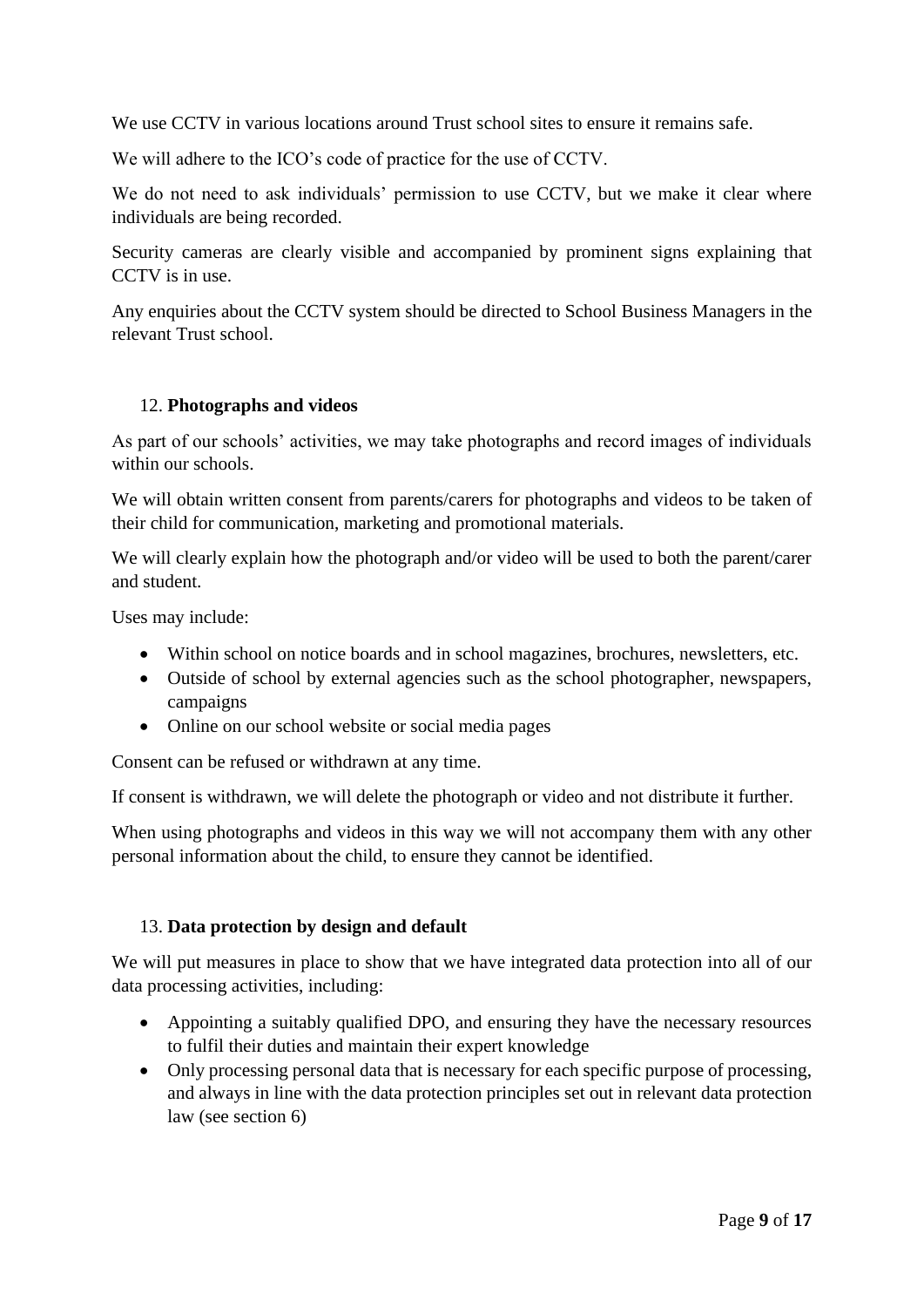We use CCTV in various locations around Trust school sites to ensure it remains safe.

We will adhere to the ICO's code of practice for the use of CCTV.

We do not need to ask individuals' permission to use CCTV, but we make it clear where individuals are being recorded.

Security cameras are clearly visible and accompanied by prominent signs explaining that CCTV is in use.

Any enquiries about the CCTV system should be directed to School Business Managers in the relevant Trust school.

## 12. **Photographs and videos**

As part of our schools' activities, we may take photographs and record images of individuals within our schools.

We will obtain written consent from parents/carers for photographs and videos to be taken of their child for communication, marketing and promotional materials.

We will clearly explain how the photograph and/or video will be used to both the parent/carer and student.

Uses may include:

- Within school on notice boards and in school magazines, brochures, newsletters, etc.
- Outside of school by external agencies such as the school photographer, newspapers, campaigns
- Online on our school website or social media pages

Consent can be refused or withdrawn at any time.

If consent is withdrawn, we will delete the photograph or video and not distribute it further.

When using photographs and videos in this way we will not accompany them with any other personal information about the child, to ensure they cannot be identified.

## 13. **Data protection by design and default**

We will put measures in place to show that we have integrated data protection into all of our data processing activities, including:

- Appointing a suitably qualified DPO, and ensuring they have the necessary resources to fulfil their duties and maintain their expert knowledge
- Only processing personal data that is necessary for each specific purpose of processing, and always in line with the data protection principles set out in relevant data protection law (see section 6)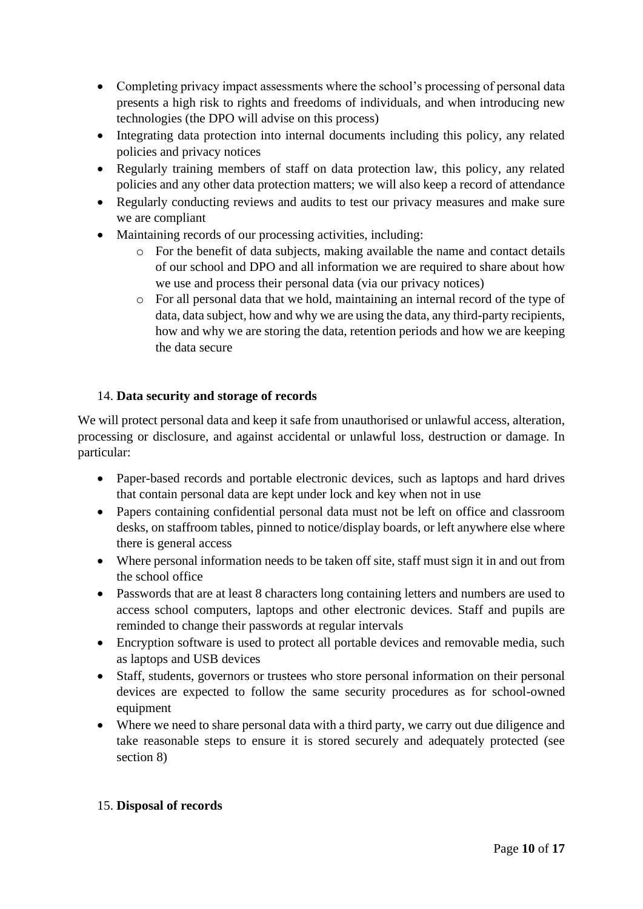- Completing privacy impact assessments where the school's processing of personal data presents a high risk to rights and freedoms of individuals, and when introducing new technologies (the DPO will advise on this process)
- Integrating data protection into internal documents including this policy, any related policies and privacy notices
- Regularly training members of staff on data protection law, this policy, any related policies and any other data protection matters; we will also keep a record of attendance
- Regularly conducting reviews and audits to test our privacy measures and make sure we are compliant
- Maintaining records of our processing activities, including:
  - For the benefit of data subjects, making available the name and contact details of our school and DPO and all information we are required to share about how we use and process their personal data (via our privacy notices)
  - For all personal data that we hold, maintaining an internal record of the type of data, data subject, how and why we are using the data, any third-party recipients, how and why we are storing the data, retention periods and how we are keeping the data secure

## 14. **Data security and storage of records**

We will protect personal data and keep it safe from unauthorised or unlawful access, alteration, processing or disclosure, and against accidental or unlawful loss, destruction or damage. In particular:

- Paper-based records and portable electronic devices, such as laptops and hard drives that contain personal data are kept under lock and key when not in use
- Papers containing confidential personal data must not be left on office and classroom desks, on staffroom tables, pinned to notice/display boards, or left anywhere else where there is general access
- Where personal information needs to be taken off site, staff must sign it in and out from the school office
- Passwords that are at least 8 characters long containing letters and numbers are used to access school computers, laptops and other electronic devices. Staff and pupils are reminded to change their passwords at regular intervals
- Encryption software is used to protect all portable devices and removable media, such as laptops and USB devices
- Staff, students, governors or trustees who store personal information on their personal devices are expected to follow the same security procedures as for school-owned equipment
- Where we need to share personal data with a third party, we carry out due diligence and take reasonable steps to ensure it is stored securely and adequately protected (see section 8)

## 15. **Disposal of records**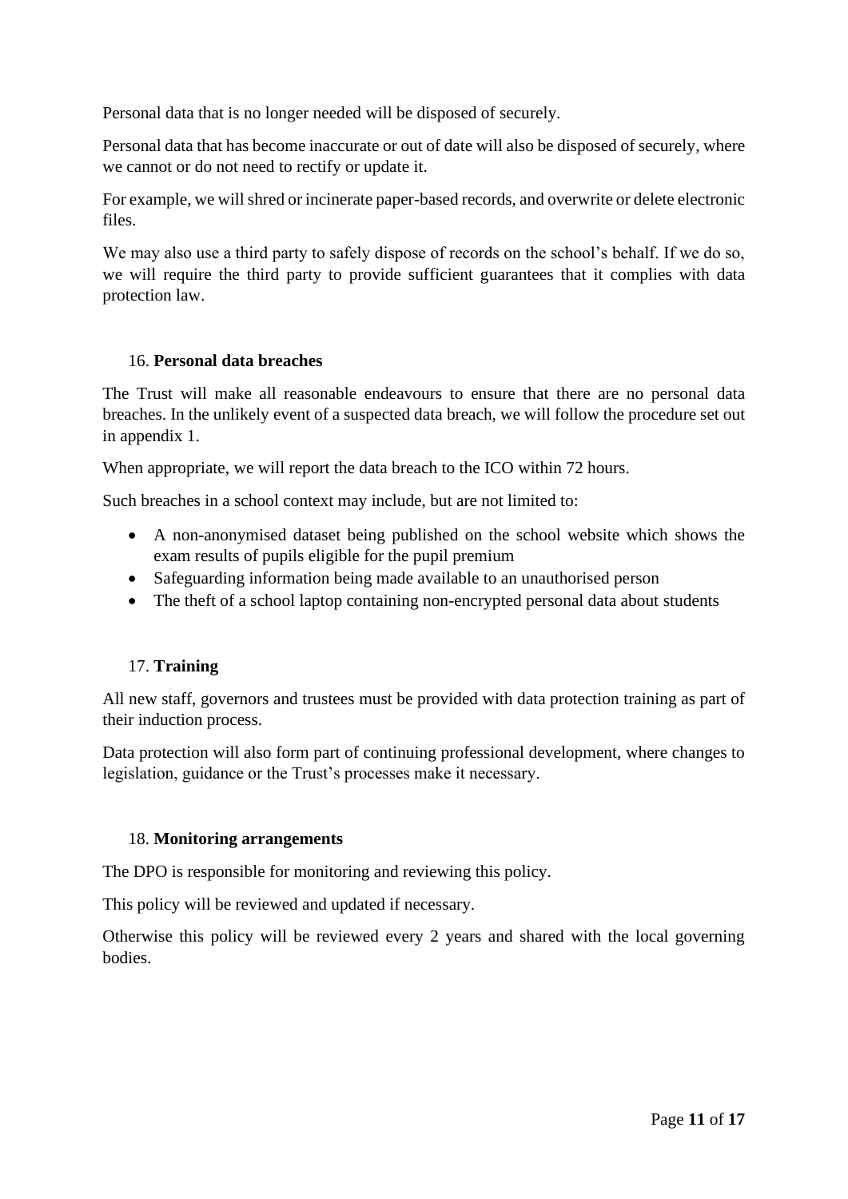Personal data that is no longer needed will be disposed of securely.

Personal data that has become inaccurate or out of date will also be disposed of securely, where we cannot or do not need to rectify or update it.

For example, we will shred or incinerate paper-based records, and overwrite or delete electronic files.

We may also use a third party to safely dispose of records on the school's behalf. If we do so, we will require the third party to provide sufficient guarantees that it complies with data protection law.

## 16. **Personal data breaches**

The Trust will make all reasonable endeavours to ensure that there are no personal data breaches. In the unlikely event of a suspected data breach, we will follow the procedure set out in appendix 1.

When appropriate, we will report the data breach to the ICO within 72 hours.

Such breaches in a school context may include, but are not limited to:

- A non-anonymised dataset being published on the school website which shows the exam results of pupils eligible for the pupil premium
- Safeguarding information being made available to an unauthorised person
- The theft of a school laptop containing non-encrypted personal data about students

## 17. **Training**

All new staff, governors and trustees must be provided with data protection training as part of their induction process.

Data protection will also form part of continuing professional development, where changes to legislation, guidance or the Trust's processes make it necessary.

## 18. **Monitoring arrangements**

The DPO is responsible for monitoring and reviewing this policy.

This policy will be reviewed and updated if necessary.

Otherwise this policy will be reviewed every 2 years and shared with the local governing bodies.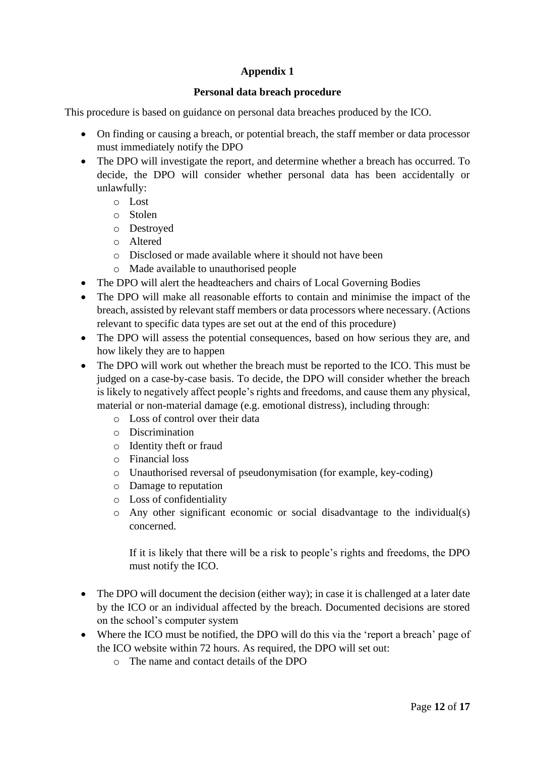## Appendix 1

### Personal data breach procedure

This procedure is based on guidance on personal data breaches produced by the ICO.

- On finding or causing a breach, or potential breach, the staff member or data processor must immediately notify the DPO
- The DPO will investigate the report, and determine whether a breach has occurred. To decide, the DPO will consider whether personal data has been accidentally or unlawfully:
  - Lost
  - Stolen
  - Destroyed
  - Altered
  - Disclosed or made available where it should not have been
  - Made available to unauthorised people
- The DPO will alert the headteachers and chairs of Local Governing Bodies
- The DPO will make all reasonable efforts to contain and minimise the impact of the breach, assisted by relevant staff members or data processors where necessary. (Actions relevant to specific data types are set out at the end of this procedure)
- The DPO will assess the potential consequences, based on how serious they are, and how likely they are to happen
- The DPO will work out whether the breach must be reported to the ICO. This must be judged on a case-by-case basis. To decide, the DPO will consider whether the breach is likely to negatively affect people's rights and freedoms, and cause them any physical, material or non-material damage (e.g. emotional distress), including through:
  - Loss of control over their data
  - Discrimination
  - Identity theft or fraud
  - Financial loss
  - Unauthorised reversal of pseudonymisation (for example, key-coding)
  - Damage to reputation
  - Loss of confidentiality
  - Any other significant economic or social disadvantage to the individual(s) concerned.

    If it is likely that there will be a risk to people's rights and freedoms, the DPO must notify the ICO.

- The DPO will document the decision (either way); in case it is challenged at a later date by the ICO or an individual affected by the breach. Documented decisions are stored on the school's computer system
- Where the ICO must be notified, the DPO will do this via the 'report a breach' page of the ICO website within 72 hours. As required, the DPO will set out:
  - The name and contact details of the DPO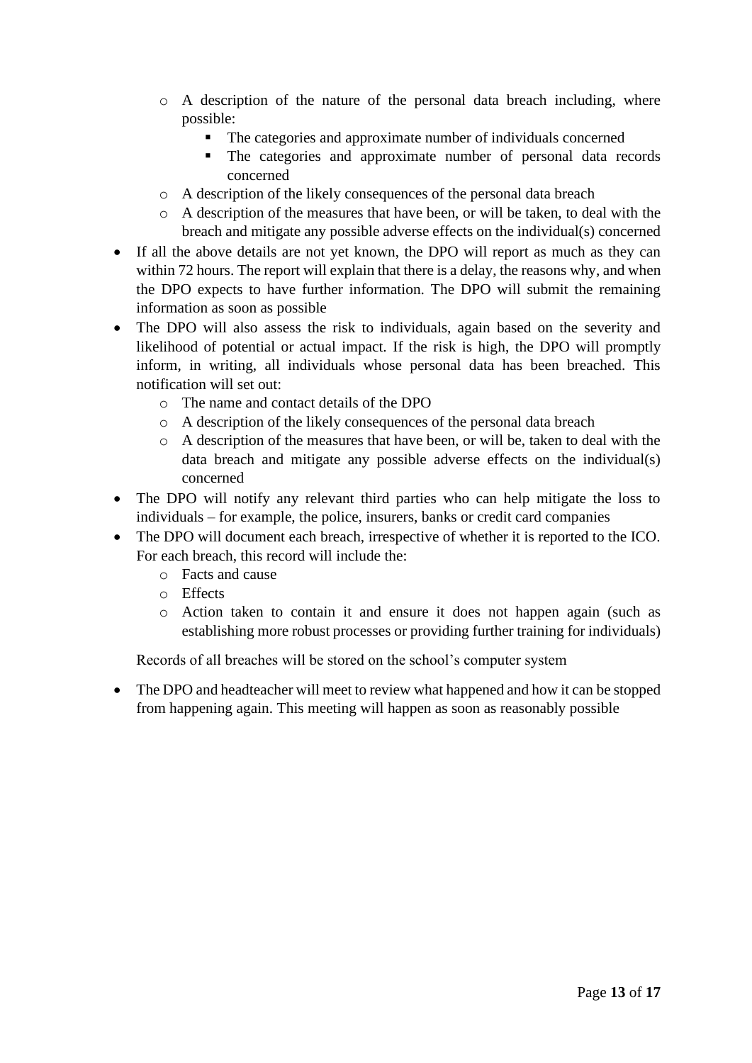- A description of the nature of the personal data breach including, where possible:
        - The categories and approximate number of individuals concerned
        - The categories and approximate number of personal data records concerned
    - A description of the likely consequences of the personal data breach
    - A description of the measures that have been, or will be taken, to deal with the breach and mitigate any possible adverse effects on the individual(s) concerned
- If all the above details are not yet known, the DPO will report as much as they can within 72 hours. The report will explain that there is a delay, the reasons why, and when the DPO expects to have further information. The DPO will submit the remaining information as soon as possible
- The DPO will also assess the risk to individuals, again based on the severity and likelihood of potential or actual impact. If the risk is high, the DPO will promptly inform, in writing, all individuals whose personal data has been breached. This notification will set out:
    - The name and contact details of the DPO
    - A description of the likely consequences of the personal data breach
    - A description of the measures that have been, or will be, taken to deal with the data breach and mitigate any possible adverse effects on the individual(s) concerned
- The DPO will notify any relevant third parties who can help mitigate the loss to individuals – for example, the police, insurers, banks or credit card companies
- The DPO will document each breach, irrespective of whether it is reported to the ICO. For each breach, this record will include the:
    - Facts and cause
    - Effects
    - Action taken to contain it and ensure it does not happen again (such as establishing more robust processes or providing further training for individuals)

  Records of all breaches will be stored on the school's computer system

- The DPO and headteacher will meet to review what happened and how it can be stopped from happening again. This meeting will happen as soon as reasonably possible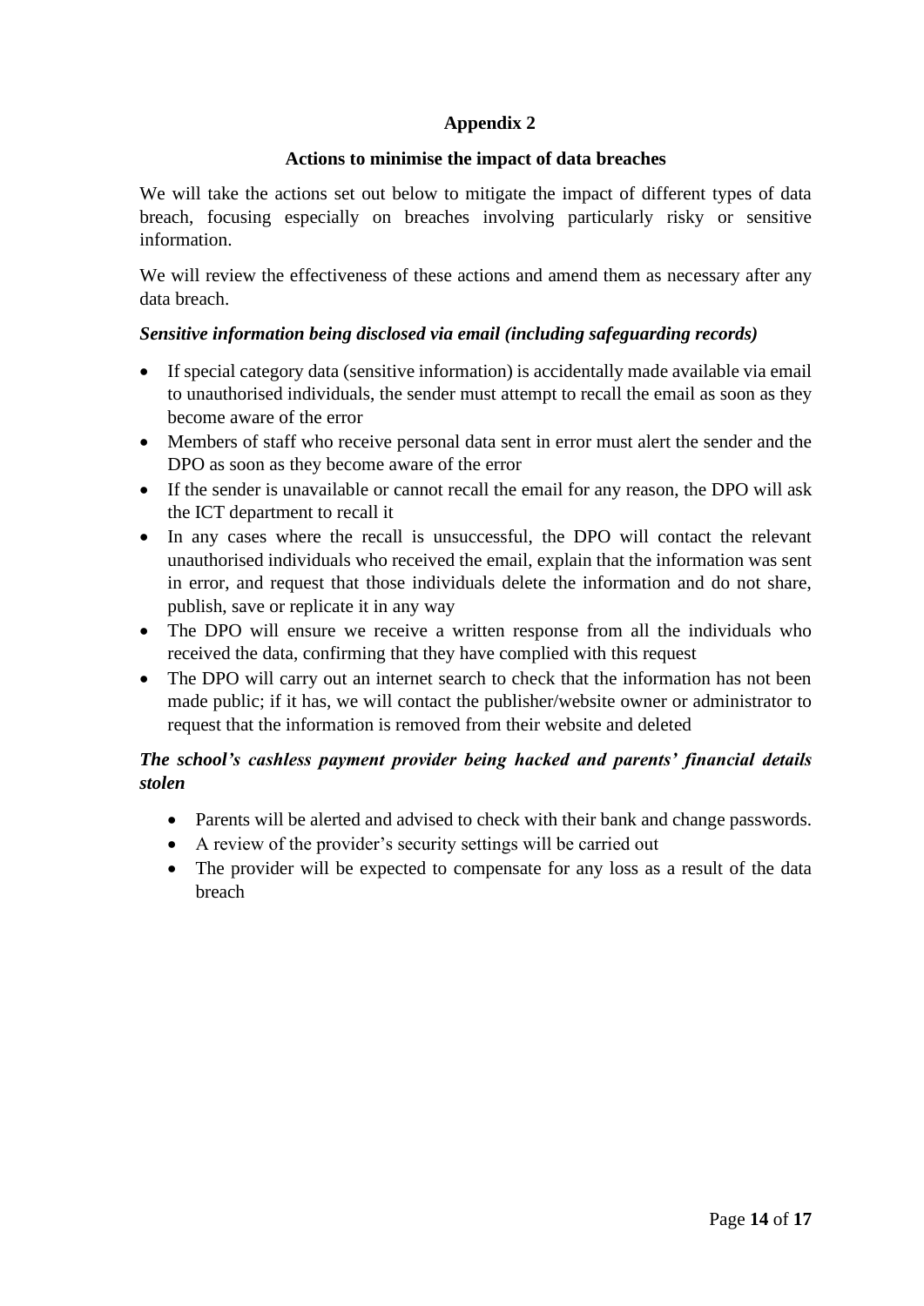## Appendix 2

### Actions to minimise the impact of data breaches

We will take the actions set out below to mitigate the impact of different types of data breach, focusing especially on breaches involving particularly risky or sensitive information.

We will review the effectiveness of these actions and amend them as necessary after any data breach.

***Sensitive information being disclosed via email (including safeguarding records)***

- If special category data (sensitive information) is accidentally made available via email to unauthorised individuals, the sender must attempt to recall the email as soon as they become aware of the error
- Members of staff who receive personal data sent in error must alert the sender and the DPO as soon as they become aware of the error
- If the sender is unavailable or cannot recall the email for any reason, the DPO will ask the ICT department to recall it
- In any cases where the recall is unsuccessful, the DPO will contact the relevant unauthorised individuals who received the email, explain that the information was sent in error, and request that those individuals delete the information and do not share, publish, save or replicate it in any way
- The DPO will ensure we receive a written response from all the individuals who received the data, confirming that they have complied with this request
- The DPO will carry out an internet search to check that the information has not been made public; if it has, we will contact the publisher/website owner or administrator to request that the information is removed from their website and deleted

***The school's cashless payment provider being hacked and parents' financial details stolen***

- Parents will be alerted and advised to check with their bank and change passwords.
- A review of the provider's security settings will be carried out
- The provider will be expected to compensate for any loss as a result of the data breach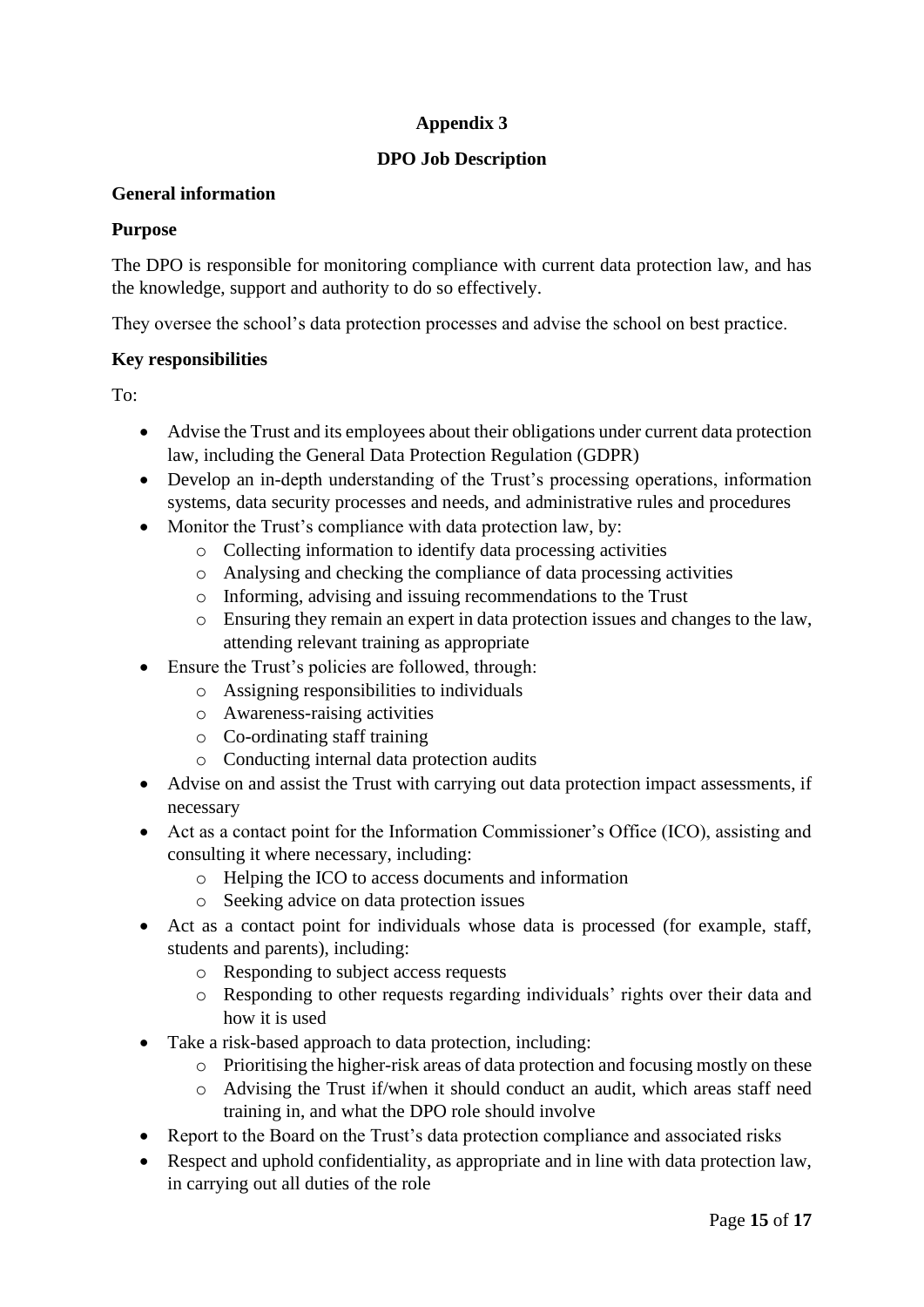## Appendix 3

## DPO Job Description

### General information

### Purpose

The DPO is responsible for monitoring compliance with current data protection law, and has the knowledge, support and authority to do so effectively.

They oversee the school's data protection processes and advise the school on best practice.

### Key responsibilities

To:

- Advise the Trust and its employees about their obligations under current data protection law, including the General Data Protection Regulation (GDPR)
- Develop an in-depth understanding of the Trust's processing operations, information systems, data security processes and needs, and administrative rules and procedures
- Monitor the Trust's compliance with data protection law, by:
  - Collecting information to identify data processing activities
  - Analysing and checking the compliance of data processing activities
  - Informing, advising and issuing recommendations to the Trust
  - Ensuring they remain an expert in data protection issues and changes to the law, attending relevant training as appropriate
- Ensure the Trust's policies are followed, through:
  - Assigning responsibilities to individuals
  - Awareness-raising activities
  - Co-ordinating staff training
  - Conducting internal data protection audits
- Advise on and assist the Trust with carrying out data protection impact assessments, if necessary
- Act as a contact point for the Information Commissioner's Office (ICO), assisting and consulting it where necessary, including:
  - Helping the ICO to access documents and information
  - Seeking advice on data protection issues
- Act as a contact point for individuals whose data is processed (for example, staff, students and parents), including:
  - Responding to subject access requests
  - Responding to other requests regarding individuals' rights over their data and how it is used
- Take a risk-based approach to data protection, including:
  - Prioritising the higher-risk areas of data protection and focusing mostly on these
  - Advising the Trust if/when it should conduct an audit, which areas staff need training in, and what the DPO role should involve
- Report to the Board on the Trust's data protection compliance and associated risks
- Respect and uphold confidentiality, as appropriate and in line with data protection law, in carrying out all duties of the role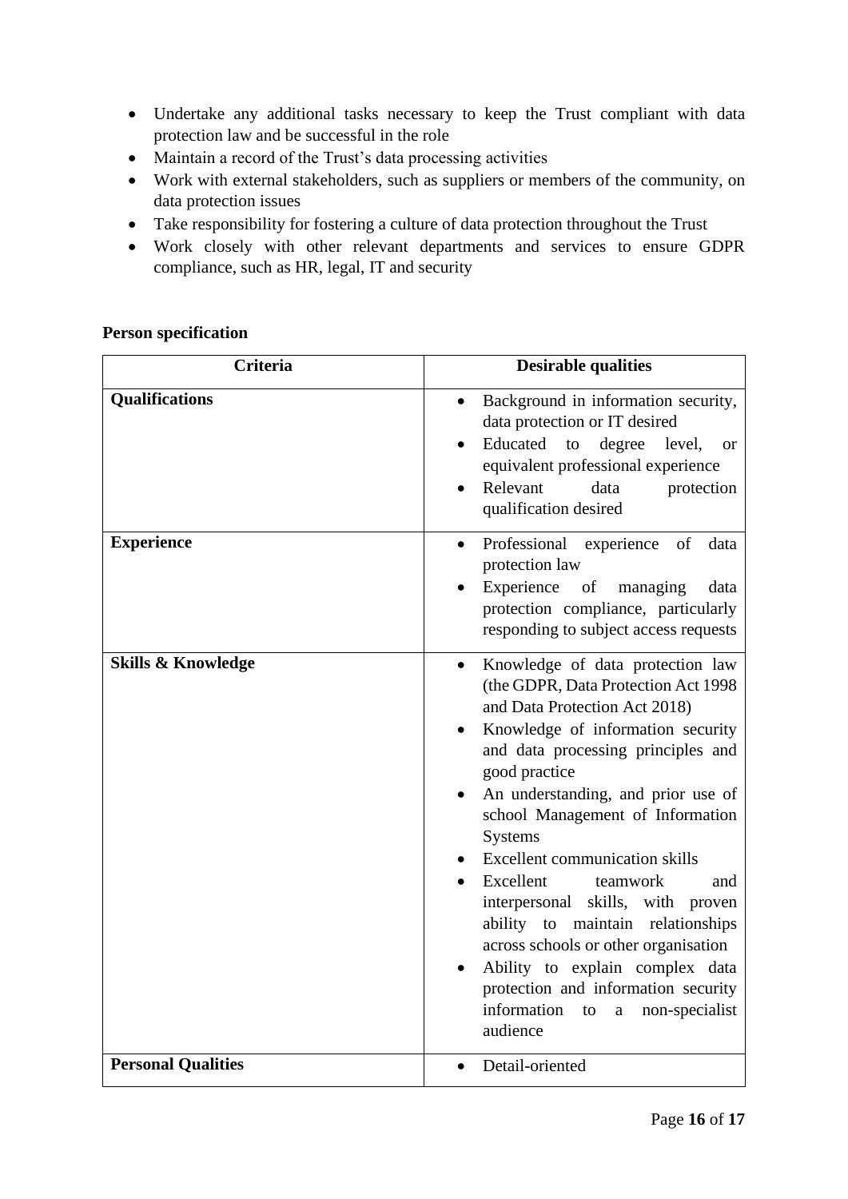- Undertake any additional tasks necessary to keep the Trust compliant with data protection law and be successful in the role
- Maintain a record of the Trust's data processing activities
- Work with external stakeholders, such as suppliers or members of the community, on data protection issues
- Take responsibility for fostering a culture of data protection throughout the Trust
- Work closely with other relevant departments and services to ensure GDPR compliance, such as HR, legal, IT and security

**Person specification**

| Criteria | Desirable qualities |
|---|---|
| **Qualifications** | • Background in information security, data protection or IT desired<br>• Educated to degree level, or equivalent professional experience<br>• Relevant data protection qualification desired |
| **Experience** | • Professional experience of data protection law<br>• Experience of managing data protection compliance, particularly responding to subject access requests |
| **Skills & Knowledge** | • Knowledge of data protection law (the GDPR, Data Protection Act 1998 and Data Protection Act 2018)<br>• Knowledge of information security and data processing principles and good practice<br>• An understanding, and prior use of school Management of Information Systems<br>• Excellent communication skills<br>• Excellent teamwork and interpersonal skills, with proven ability to maintain relationships across schools or other organisation<br>• Ability to explain complex data protection and information security information to a non-specialist audience |
| **Personal Qualities** | • Detail-oriented |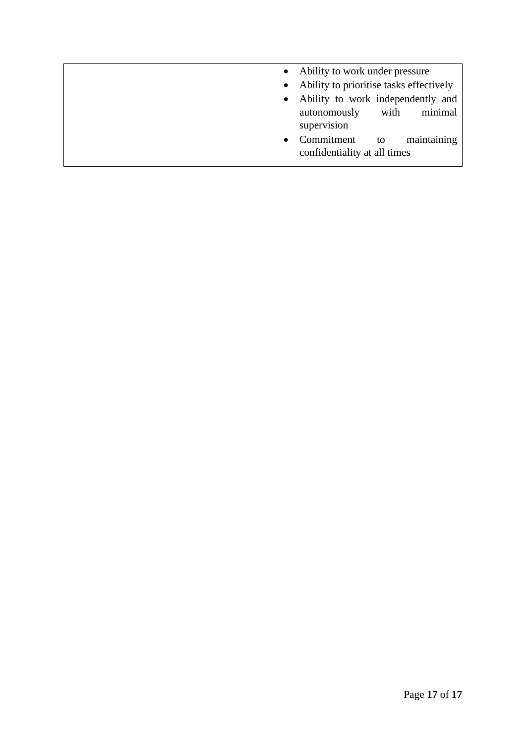| | |
|---|---|
| | • Ability to work under pressure<br>• Ability to prioritise tasks effectively<br>• Ability to work independently and autonomously with minimal supervision<br>• Commitment to maintaining confidentiality at all times |